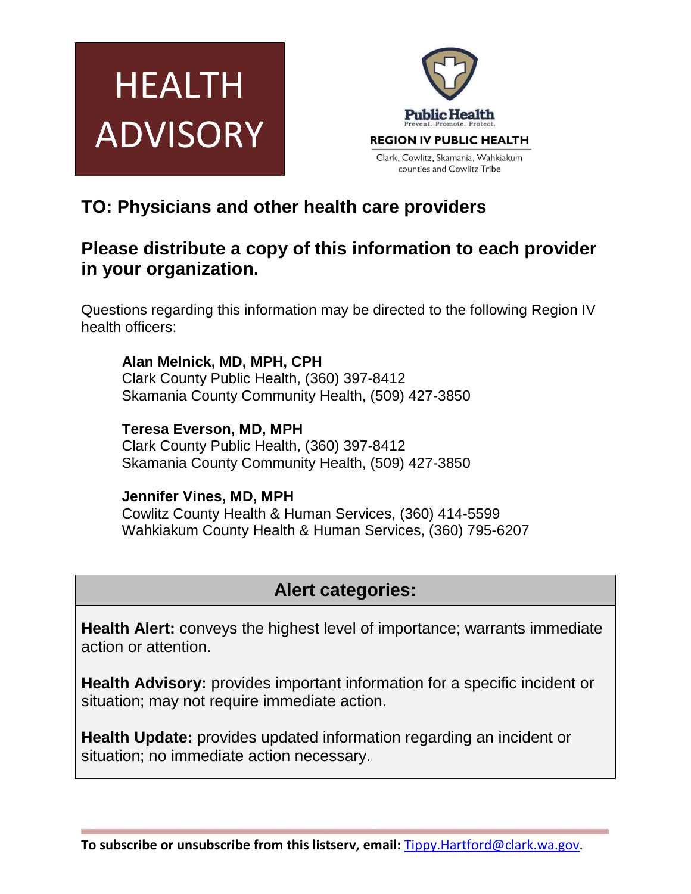# HEALTH ADVISORY

Public Health
Prevent. Promote. Protect.

REGION IV PUBLIC HEALTH

Clark, Cowlitz, Skamania, Wahkiakum counties and Cowlitz Tribe

## TO: Physicians and other health care providers

## Please distribute a copy of this information to each provider in your organization.

Questions regarding this information may be directed to the following Region IV health officers:

**Alan Melnick, MD, MPH, CPH**
Clark County Public Health, (360) 397-8412
Skamania County Community Health, (509) 427-3850

**Teresa Everson, MD, MPH**
Clark County Public Health, (360) 397-8412
Skamania County Community Health, (509) 427-3850

**Jennifer Vines, MD, MPH**
Cowlitz County Health & Human Services, (360) 414-5599
Wahkiakum County Health & Human Services, (360) 795-6207

### Alert categories:

**Health Alert:** conveys the highest level of importance; warrants immediate action or attention.

**Health Advisory:** provides important information for a specific incident or situation; may not require immediate action.

**Health Update:** provides updated information regarding an incident or situation; no immediate action necessary.

**To subscribe or unsubscribe from this listserv, email:** Tippy.Hartford@clark.wa.gov.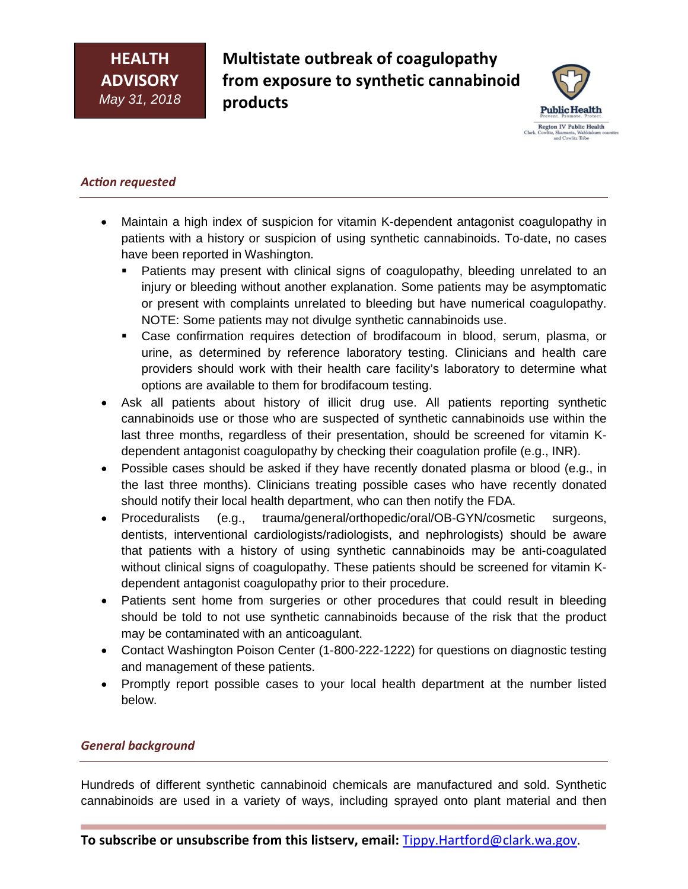**HEALTH ADVISORY**
*May 31, 2018*

# Multistate outbreak of coagulopathy from exposure to synthetic cannabinoid products

Public Health
Prevent. Promote. Protect.
Region IV Public Health
Clark, Cowlitz, Skamania, Wahkiakum counties and Cowlitz Tribe

## *Action requested*

- Maintain a high index of suspicion for vitamin K-dependent antagonist coagulopathy in patients with a history or suspicion of using synthetic cannabinoids. To-date, no cases have been reported in Washington.
  - Patients may present with clinical signs of coagulopathy, bleeding unrelated to an injury or bleeding without another explanation. Some patients may be asymptomatic or present with complaints unrelated to bleeding but have numerical coagulopathy. NOTE: Some patients may not divulge synthetic cannabinoids use.
  - Case confirmation requires detection of brodifacoum in blood, serum, plasma, or urine, as determined by reference laboratory testing. Clinicians and health care providers should work with their health care facility's laboratory to determine what options are available to them for brodifacoum testing.
- Ask all patients about history of illicit drug use. All patients reporting synthetic cannabinoids use or those who are suspected of synthetic cannabinoids use within the last three months, regardless of their presentation, should be screened for vitamin K-dependent antagonist coagulopathy by checking their coagulation profile (e.g., INR).
- Possible cases should be asked if they have recently donated plasma or blood (e.g., in the last three months). Clinicians treating possible cases who have recently donated should notify their local health department, who can then notify the FDA.
- Proceduralists (e.g., trauma/general/orthopedic/oral/OB-GYN/cosmetic surgeons, dentists, interventional cardiologists/radiologists, and nephrologists) should be aware that patients with a history of using synthetic cannabinoids may be anti-coagulated without clinical signs of coagulopathy. These patients should be screened for vitamin K-dependent antagonist coagulopathy prior to their procedure.
- Patients sent home from surgeries or other procedures that could result in bleeding should be told to not use synthetic cannabinoids because of the risk that the product may be contaminated with an anticoagulant.
- Contact Washington Poison Center (1-800-222-1222) for questions on diagnostic testing and management of these patients.
- Promptly report possible cases to your local health department at the number listed below.

## *General background*

Hundreds of different synthetic cannabinoid chemicals are manufactured and sold. Synthetic cannabinoids are used in a variety of ways, including sprayed onto plant material and then

**To subscribe or unsubscribe from this listserv, email:** Tippy.Hartford@clark.wa.gov.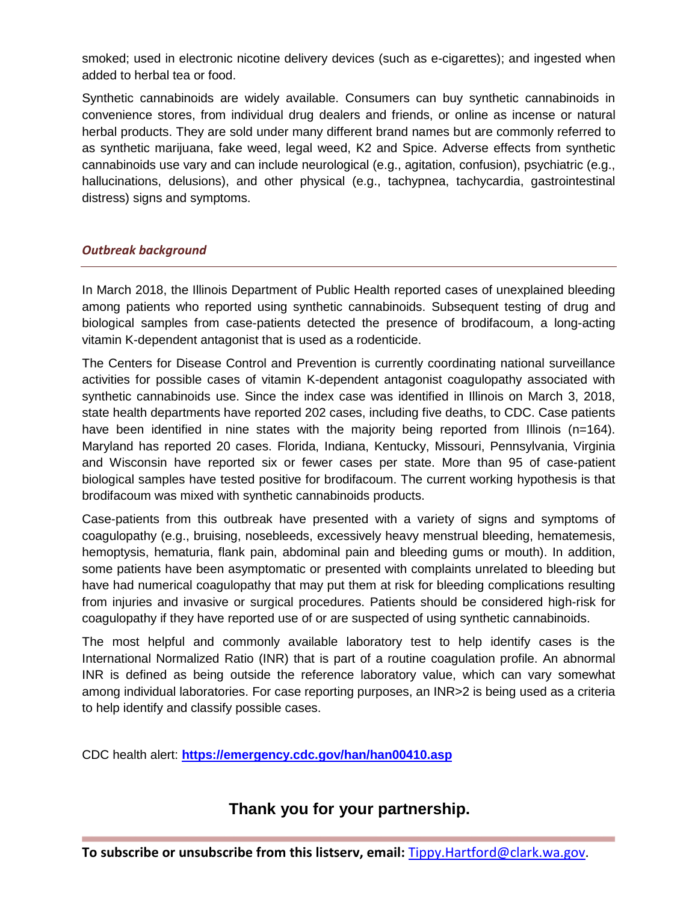smoked; used in electronic nicotine delivery devices (such as e-cigarettes); and ingested when added to herbal tea or food.

Synthetic cannabinoids are widely available. Consumers can buy synthetic cannabinoids in convenience stores, from individual drug dealers and friends, or online as incense or natural herbal products. They are sold under many different brand names but are commonly referred to as synthetic marijuana, fake weed, legal weed, K2 and Spice. Adverse effects from synthetic cannabinoids use vary and can include neurological (e.g., agitation, confusion), psychiatric (e.g., hallucinations, delusions), and other physical (e.g., tachypnea, tachycardia, gastrointestinal distress) signs and symptoms.

### *Outbreak background*

In March 2018, the Illinois Department of Public Health reported cases of unexplained bleeding among patients who reported using synthetic cannabinoids. Subsequent testing of drug and biological samples from case-patients detected the presence of brodifacoum, a long-acting vitamin K-dependent antagonist that is used as a rodenticide.

The Centers for Disease Control and Prevention is currently coordinating national surveillance activities for possible cases of vitamin K-dependent antagonist coagulopathy associated with synthetic cannabinoids use. Since the index case was identified in Illinois on March 3, 2018, state health departments have reported 202 cases, including five deaths, to CDC. Case patients have been identified in nine states with the majority being reported from Illinois (n=164). Maryland has reported 20 cases. Florida, Indiana, Kentucky, Missouri, Pennsylvania, Virginia and Wisconsin have reported six or fewer cases per state. More than 95 of case-patient biological samples have tested positive for brodifacoum. The current working hypothesis is that brodifacoum was mixed with synthetic cannabinoids products.

Case-patients from this outbreak have presented with a variety of signs and symptoms of coagulopathy (e.g., bruising, nosebleeds, excessively heavy menstrual bleeding, hematemesis, hemoptysis, hematuria, flank pain, abdominal pain and bleeding gums or mouth). In addition, some patients have been asymptomatic or presented with complaints unrelated to bleeding but have had numerical coagulopathy that may put them at risk for bleeding complications resulting from injuries and invasive or surgical procedures. Patients should be considered high-risk for coagulopathy if they have reported use of or are suspected of using synthetic cannabinoids.

The most helpful and commonly available laboratory test to help identify cases is the International Normalized Ratio (INR) that is part of a routine coagulation profile. An abnormal INR is defined as being outside the reference laboratory value, which can vary somewhat among individual laboratories. For case reporting purposes, an INR>2 is being used as a criteria to help identify and classify possible cases.

CDC health alert: **[https://emergency.cdc.gov/han/han00410.asp](https://emergency.cdc.gov/han/han00410.asp)**

**Thank you for your partnership.**

---

**To subscribe or unsubscribe from this listserv, email:** [Tippy.Hartford@clark.wa.gov](mailto:Tippy.Hartford@clark.wa.gov).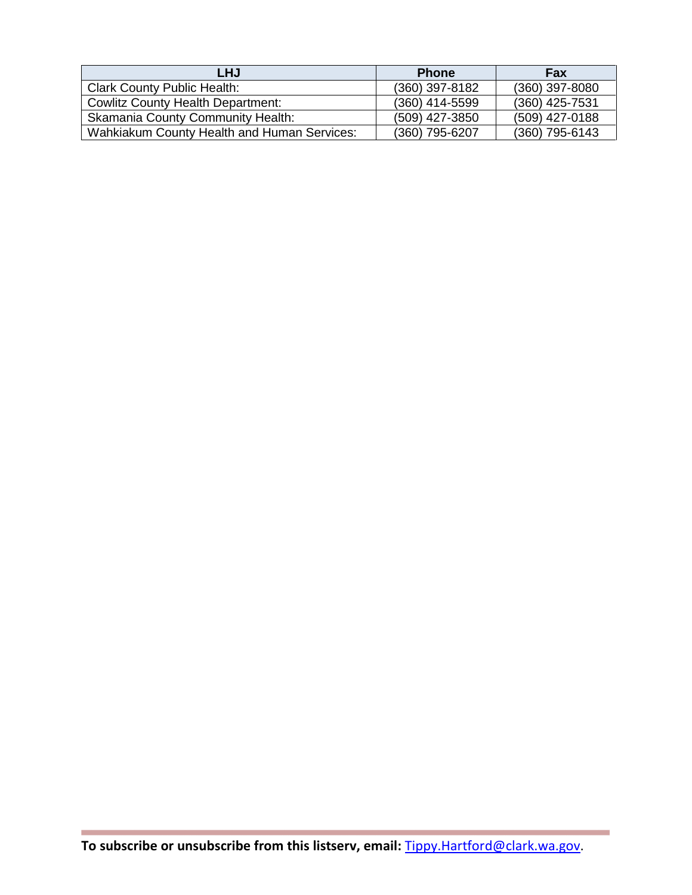| LHJ | Phone | Fax |
| --- | --- | --- |
| Clark County Public Health: | (360) 397-8182 | (360) 397-8080 |
| Cowlitz County Health Department: | (360) 414-5599 | (360) 425-7531 |
| Skamania County Community Health: | (509) 427-3850 | (509) 427-0188 |
| Wahkiakum County Health and Human Services: | (360) 795-6207 | (360) 795-6143 |

**To subscribe or unsubscribe from this listserv, email:** Tippy.Hartford@clark.wa.gov.